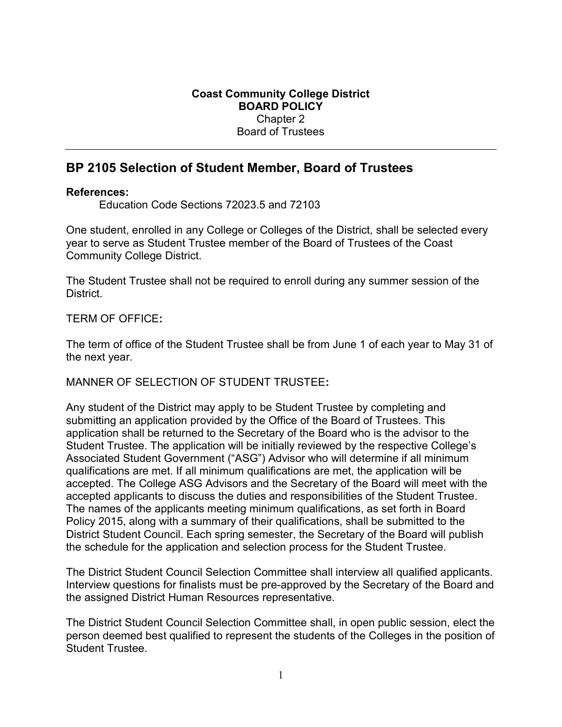**Coast Community College District**
**BOARD POLICY**
Chapter 2
Board of Trustees

---

## BP 2105 Selection of Student Member, Board of Trustees

**References:**

Education Code Sections 72023.5 and 72103

One student, enrolled in any College or Colleges of the District, shall be selected every year to serve as Student Trustee member of the Board of Trustees of the Coast Community College District.

The Student Trustee shall not be required to enroll during any summer session of the District.

TERM OF OFFICE**:**

The term of office of the Student Trustee shall be from June 1 of each year to May 31 of the next year.

MANNER OF SELECTION OF STUDENT TRUSTEE**:**

Any student of the District may apply to be Student Trustee by completing and submitting an application provided by the Office of the Board of Trustees. This application shall be returned to the Secretary of the Board who is the advisor to the Student Trustee. The application will be initially reviewed by the respective College's Associated Student Government ("ASG") Advisor who will determine if all minimum qualifications are met. If all minimum qualifications are met, the application will be accepted. The College ASG Advisors and the Secretary of the Board will meet with the accepted applicants to discuss the duties and responsibilities of the Student Trustee. The names of the applicants meeting minimum qualifications, as set forth in Board Policy 2015, along with a summary of their qualifications, shall be submitted to the District Student Council. Each spring semester, the Secretary of the Board will publish the schedule for the application and selection process for the Student Trustee.

The District Student Council Selection Committee shall interview all qualified applicants. Interview questions for finalists must be pre-approved by the Secretary of the Board and the assigned District Human Resources representative.

The District Student Council Selection Committee shall, in open public session, elect the person deemed best qualified to represent the students of the Colleges in the position of Student Trustee.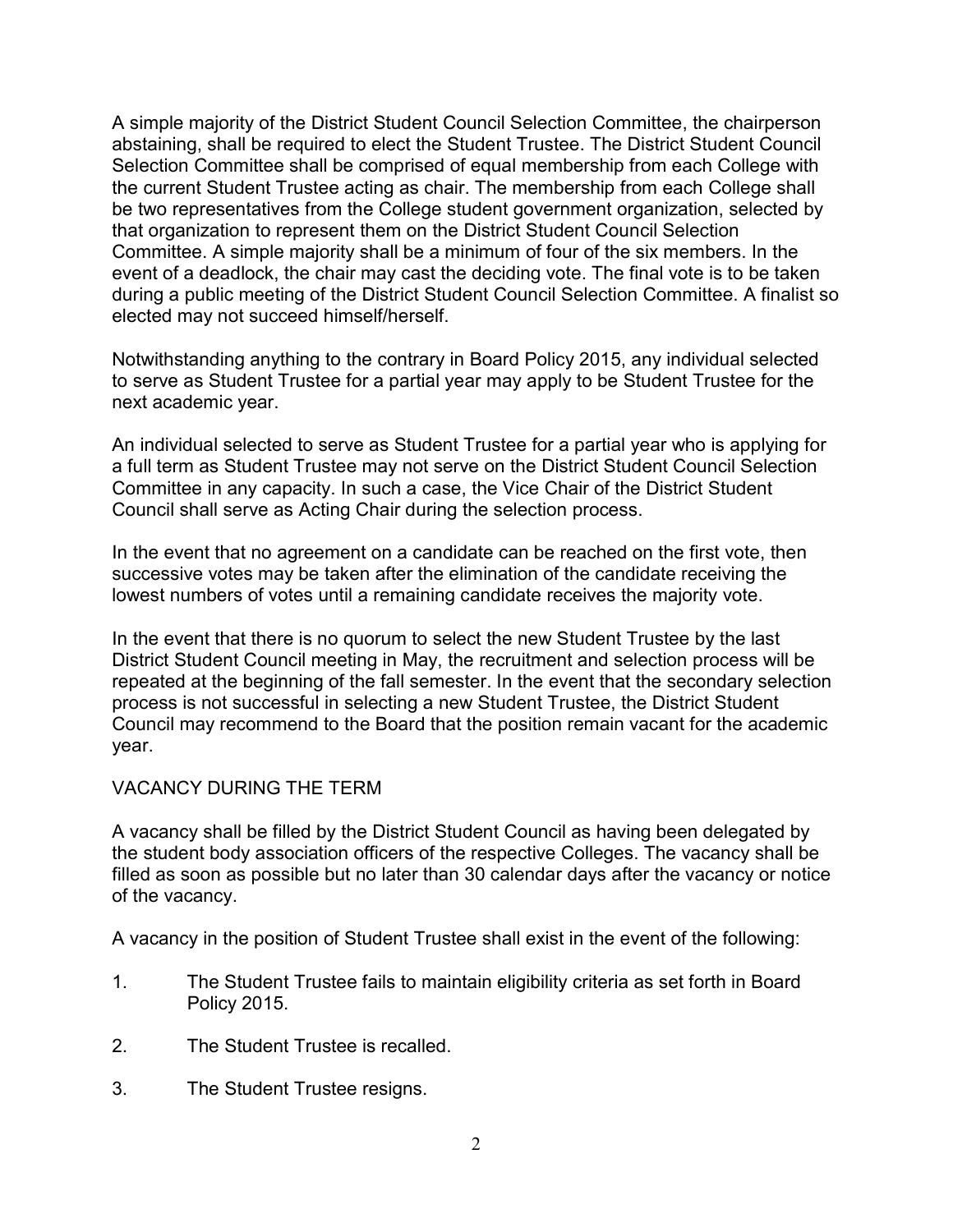A simple majority of the District Student Council Selection Committee, the chairperson abstaining, shall be required to elect the Student Trustee. The District Student Council Selection Committee shall be comprised of equal membership from each College with the current Student Trustee acting as chair. The membership from each College shall be two representatives from the College student government organization, selected by that organization to represent them on the District Student Council Selection Committee. A simple majority shall be a minimum of four of the six members. In the event of a deadlock, the chair may cast the deciding vote. The final vote is to be taken during a public meeting of the District Student Council Selection Committee. A finalist so elected may not succeed himself/herself.

Notwithstanding anything to the contrary in Board Policy 2015, any individual selected to serve as Student Trustee for a partial year may apply to be Student Trustee for the next academic year.

An individual selected to serve as Student Trustee for a partial year who is applying for a full term as Student Trustee may not serve on the District Student Council Selection Committee in any capacity. In such a case, the Vice Chair of the District Student Council shall serve as Acting Chair during the selection process.

In the event that no agreement on a candidate can be reached on the first vote, then successive votes may be taken after the elimination of the candidate receiving the lowest numbers of votes until a remaining candidate receives the majority vote.

In the event that there is no quorum to select the new Student Trustee by the last District Student Council meeting in May, the recruitment and selection process will be repeated at the beginning of the fall semester. In the event that the secondary selection process is not successful in selecting a new Student Trustee, the District Student Council may recommend to the Board that the position remain vacant for the academic year.

VACANCY DURING THE TERM

A vacancy shall be filled by the District Student Council as having been delegated by the student body association officers of the respective Colleges. The vacancy shall be filled as soon as possible but no later than 30 calendar days after the vacancy or notice of the vacancy.

A vacancy in the position of Student Trustee shall exist in the event of the following:

1. The Student Trustee fails to maintain eligibility criteria as set forth in Board Policy 2015.

2. The Student Trustee is recalled.

3. The Student Trustee resigns.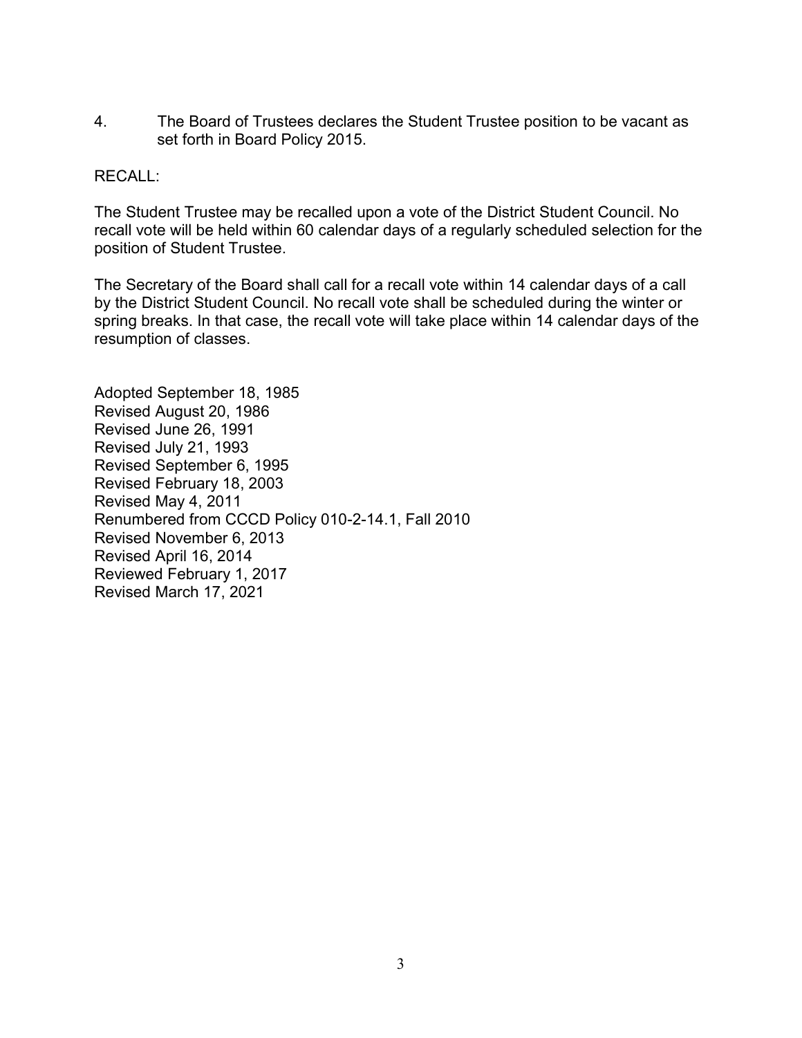4. The Board of Trustees declares the Student Trustee position to be vacant as set forth in Board Policy 2015.

RECALL:

The Student Trustee may be recalled upon a vote of the District Student Council. No recall vote will be held within 60 calendar days of a regularly scheduled selection for the position of Student Trustee.

The Secretary of the Board shall call for a recall vote within 14 calendar days of a call by the District Student Council. No recall vote shall be scheduled during the winter or spring breaks. In that case, the recall vote will take place within 14 calendar days of the resumption of classes.

Adopted September 18, 1985
Revised August 20, 1986
Revised June 26, 1991
Revised July 21, 1993
Revised September 6, 1995
Revised February 18, 2003
Revised May 4, 2011
Renumbered from CCCD Policy 010-2-14.1, Fall 2010
Revised November 6, 2013
Revised April 16, 2014
Reviewed February 1, 2017
Revised March 17, 2021